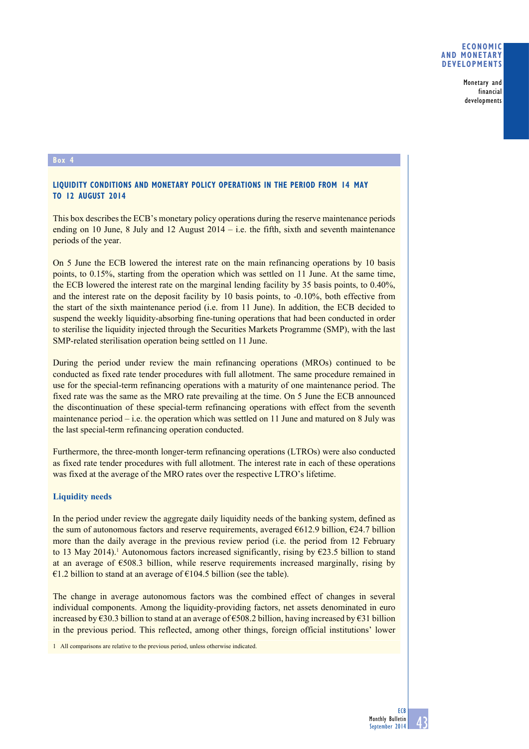**Box 4**

## LIQUIDITY CONDITIONS AND MONETARY POLICY OPERATIONS IN THE PERIOD FROM 14 MAY TO 12 AUGUST 2014

This box describes the ECB's monetary policy operations during the reserve maintenance periods ending on 10 June, 8 July and 12 August 2014 – i.e. the fifth, sixth and seventh maintenance periods of the year.

On 5 June the ECB lowered the interest rate on the main refinancing operations by 10 basis points, to 0.15%, starting from the operation which was settled on 11 June. At the same time, the ECB lowered the interest rate on the marginal lending facility by 35 basis points, to 0.40%, and the interest rate on the deposit facility by 10 basis points, to -0.10%, both effective from the start of the sixth maintenance period (i.e. from 11 June). In addition, the ECB decided to suspend the weekly liquidity-absorbing fine-tuning operations that had been conducted in order to sterilise the liquidity injected through the Securities Markets Programme (SMP), with the last SMP-related sterilisation operation being settled on 11 June.

During the period under review the main refinancing operations (MROs) continued to be conducted as fixed rate tender procedures with full allotment. The same procedure remained in use for the special-term refinancing operations with a maturity of one maintenance period. The fixed rate was the same as the MRO rate prevailing at the time. On 5 June the ECB announced the discontinuation of these special-term refinancing operations with effect from the seventh maintenance period – i.e. the operation which was settled on 11 June and matured on 8 July was the last special-term refinancing operation conducted.

Furthermore, the three-month longer-term refinancing operations (LTROs) were also conducted as fixed rate tender procedures with full allotment. The interest rate in each of these operations was fixed at the average of the MRO rates over the respective LTRO's lifetime.

### Liquidity needs

In the period under review the aggregate daily liquidity needs of the banking system, defined as the sum of autonomous factors and reserve requirements, averaged €612.9 billion, €24.7 billion more than the daily average in the previous review period (i.e. the period from 12 February to 13 May 2014).[1] Autonomous factors increased significantly, rising by €23.5 billion to stand at an average of €508.3 billion, while reserve requirements increased marginally, rising by €1.2 billion to stand at an average of €104.5 billion (see the table).

The change in average autonomous factors was the combined effect of changes in several individual components. Among the liquidity-providing factors, net assets denominated in euro increased by €30.3 billion to stand at an average of €508.2 billion, having increased by €31 billion in the previous period. This reflected, among other things, foreign official institutions' lower

1 All comparisons are relative to the previous period, unless otherwise indicated.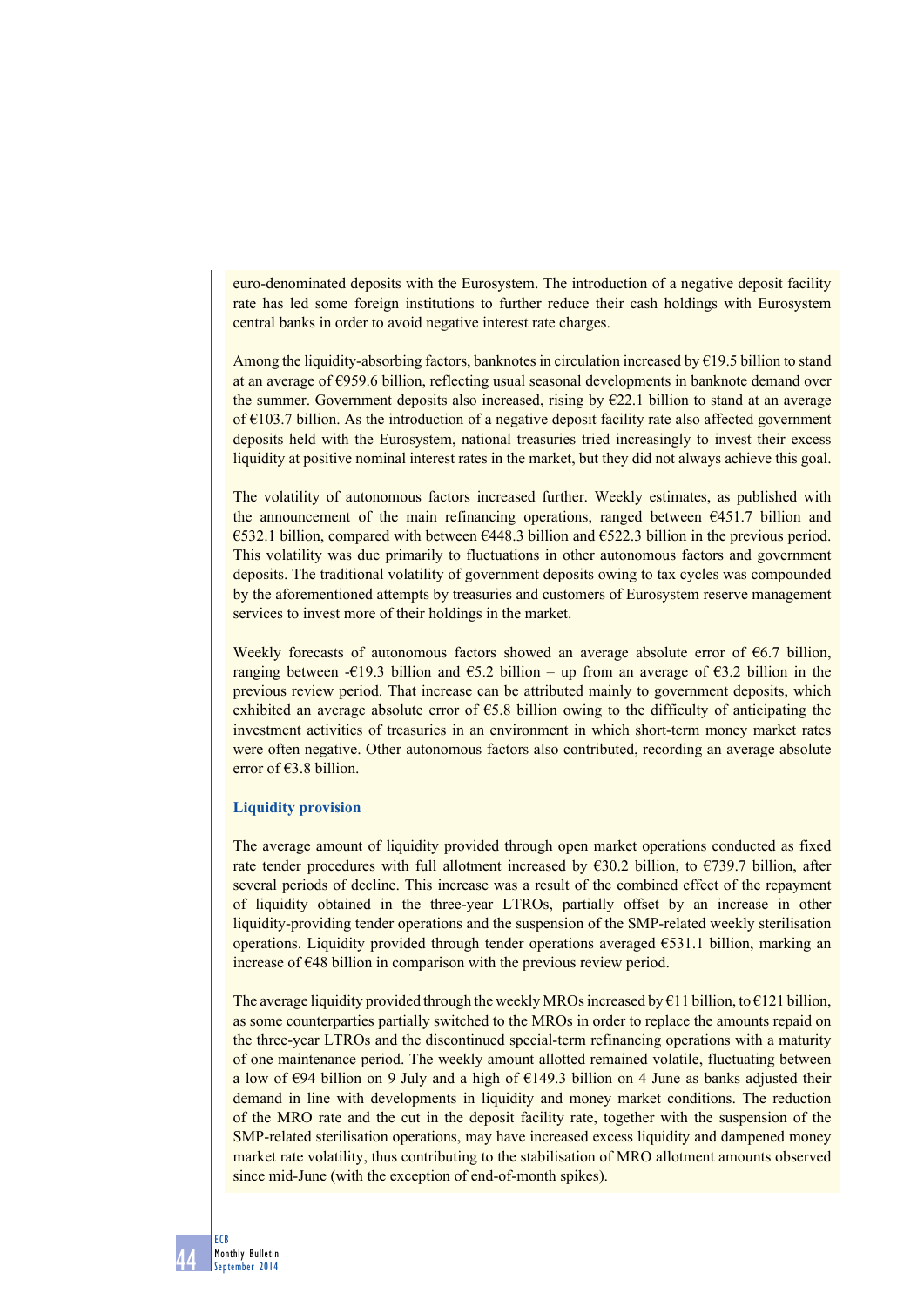euro-denominated deposits with the Eurosystem. The introduction of a negative deposit facility rate has led some foreign institutions to further reduce their cash holdings with Eurosystem central banks in order to avoid negative interest rate charges.

Among the liquidity-absorbing factors, banknotes in circulation increased by €19.5 billion to stand at an average of €959.6 billion, reflecting usual seasonal developments in banknote demand over the summer. Government deposits also increased, rising by €22.1 billion to stand at an average of €103.7 billion. As the introduction of a negative deposit facility rate also affected government deposits held with the Eurosystem, national treasuries tried increasingly to invest their excess liquidity at positive nominal interest rates in the market, but they did not always achieve this goal.

The volatility of autonomous factors increased further. Weekly estimates, as published with the announcement of the main refinancing operations, ranged between €451.7 billion and €532.1 billion, compared with between €448.3 billion and €522.3 billion in the previous period. This volatility was due primarily to fluctuations in other autonomous factors and government deposits. The traditional volatility of government deposits owing to tax cycles was compounded by the aforementioned attempts by treasuries and customers of Eurosystem reserve management services to invest more of their holdings in the market.

Weekly forecasts of autonomous factors showed an average absolute error of €6.7 billion, ranging between -€19.3 billion and €5.2 billion – up from an average of €3.2 billion in the previous review period. That increase can be attributed mainly to government deposits, which exhibited an average absolute error of €5.8 billion owing to the difficulty of anticipating the investment activities of treasuries in an environment in which short-term money market rates were often negative. Other autonomous factors also contributed, recording an average absolute error of €3.8 billion.

### Liquidity provision

The average amount of liquidity provided through open market operations conducted as fixed rate tender procedures with full allotment increased by €30.2 billion, to €739.7 billion, after several periods of decline. This increase was a result of the combined effect of the repayment of liquidity obtained in the three-year LTROs, partially offset by an increase in other liquidity-providing tender operations and the suspension of the SMP-related weekly sterilisation operations. Liquidity provided through tender operations averaged €531.1 billion, marking an increase of €48 billion in comparison with the previous review period.

The average liquidity provided through the weekly MROs increased by €11 billion, to €121 billion, as some counterparties partially switched to the MROs in order to replace the amounts repaid on the three-year LTROs and the discontinued special-term refinancing operations with a maturity of one maintenance period. The weekly amount allotted remained volatile, fluctuating between a low of €94 billion on 9 July and a high of €149.3 billion on 4 June as banks adjusted their demand in line with developments in liquidity and money market conditions. The reduction of the MRO rate and the cut in the deposit facility rate, together with the suspension of the SMP-related sterilisation operations, may have increased excess liquidity and dampened money market rate volatility, thus contributing to the stabilisation of MRO allotment amounts observed since mid-June (with the exception of end-of-month spikes).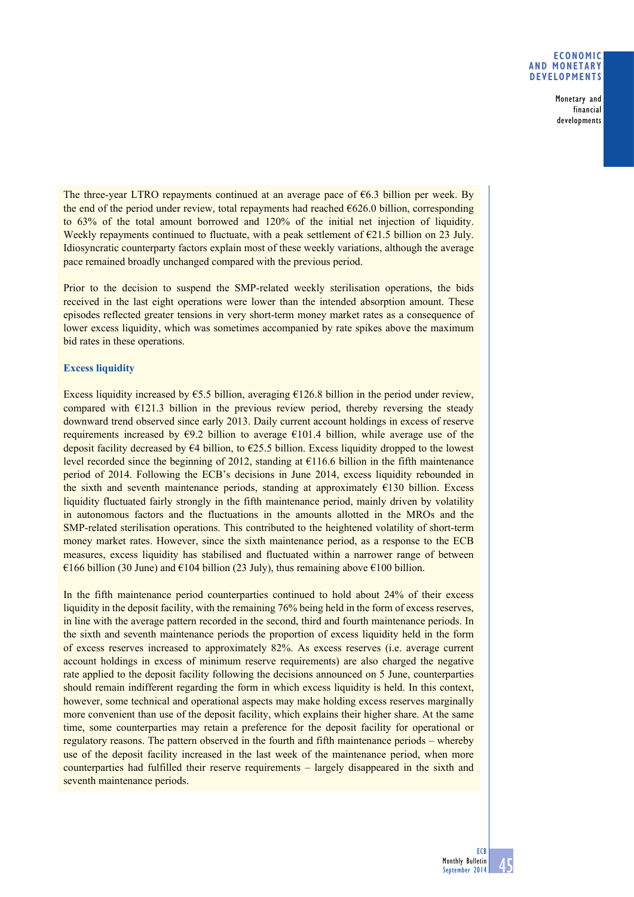The three-year LTRO repayments continued at an average pace of €6.3 billion per week. By the end of the period under review, total repayments had reached €626.0 billion, corresponding to 63% of the total amount borrowed and 120% of the initial net injection of liquidity. Weekly repayments continued to fluctuate, with a peak settlement of €21.5 billion on 23 July. Idiosyncratic counterparty factors explain most of these weekly variations, although the average pace remained broadly unchanged compared with the previous period.

Prior to the decision to suspend the SMP-related weekly sterilisation operations, the bids received in the last eight operations were lower than the intended absorption amount. These episodes reflected greater tensions in very short-term money market rates as a consequence of lower excess liquidity, which was sometimes accompanied by rate spikes above the maximum bid rates in these operations.

### Excess liquidity

Excess liquidity increased by €5.5 billion, averaging €126.8 billion in the period under review, compared with €121.3 billion in the previous review period, thereby reversing the steady downward trend observed since early 2013. Daily current account holdings in excess of reserve requirements increased by €9.2 billion to average €101.4 billion, while average use of the deposit facility decreased by €4 billion, to €25.5 billion. Excess liquidity dropped to the lowest level recorded since the beginning of 2012, standing at €116.6 billion in the fifth maintenance period of 2014. Following the ECB's decisions in June 2014, excess liquidity rebounded in the sixth and seventh maintenance periods, standing at approximately €130 billion. Excess liquidity fluctuated fairly strongly in the fifth maintenance period, mainly driven by volatility in autonomous factors and the fluctuations in the amounts allotted in the MROs and the SMP-related sterilisation operations. This contributed to the heightened volatility of short-term money market rates. However, since the sixth maintenance period, as a response to the ECB measures, excess liquidity has stabilised and fluctuated within a narrower range of between €166 billion (30 June) and €104 billion (23 July), thus remaining above €100 billion.

In the fifth maintenance period counterparties continued to hold about 24% of their excess liquidity in the deposit facility, with the remaining 76% being held in the form of excess reserves, in line with the average pattern recorded in the second, third and fourth maintenance periods. In the sixth and seventh maintenance periods the proportion of excess liquidity held in the form of excess reserves increased to approximately 82%. As excess reserves (i.e. average current account holdings in excess of minimum reserve requirements) are also charged the negative rate applied to the deposit facility following the decisions announced on 5 June, counterparties should remain indifferent regarding the form in which excess liquidity is held. In this context, however, some technical and operational aspects may make holding excess reserves marginally more convenient than use of the deposit facility, which explains their higher share. At the same time, some counterparties may retain a preference for the deposit facility for operational or regulatory reasons. The pattern observed in the fourth and fifth maintenance periods – whereby use of the deposit facility increased in the last week of the maintenance period, when more counterparties had fulfilled their reserve requirements – largely disappeared in the sixth and seventh maintenance periods.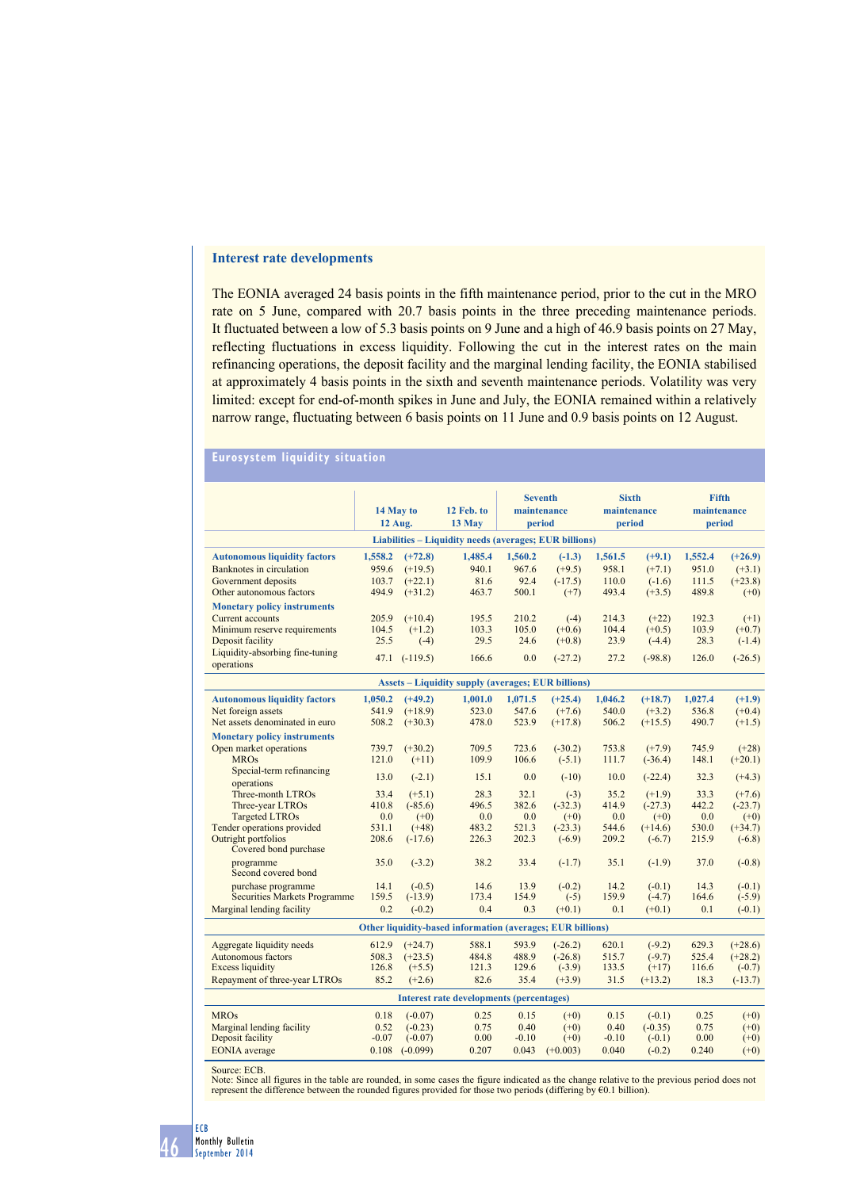### Interest rate developments

The EONIA averaged 24 basis points in the fifth maintenance period, prior to the cut in the MRO rate on 5 June, compared with 20.7 basis points in the three preceding maintenance periods. It fluctuated between a low of 5.3 basis points on 9 June and a high of 46.9 basis points on 27 May, reflecting fluctuations in excess liquidity. Following the cut in the interest rates on the main refinancing operations, the deposit facility and the marginal lending facility, the EONIA stabilised at approximately 4 basis points in the sixth and seventh maintenance periods. Volatility was very limited: except for end-of-month spikes in June and July, the EONIA remained within a relatively narrow range, fluctuating between 6 basis points on 11 June and 0.9 basis points on 12 August.

## Eurosystem liquidity situation

| | 14 May to 12 Aug. | | 12 Feb. to 13 May | Seventh maintenance period | | Sixth maintenance period | | Fifth maintenance period | |
|---|---|---|---|---|---|---|---|---|---|
| **Liabilities – Liquidity needs (averages; EUR billions)** | | | | | | | | | |
| **Autonomous liquidity factors** | **1,558.2** | **(+72.8)** | **1,485.4** | **1,560.2** | **(-1.3)** | **1,561.5** | **(+9.1)** | **1,552.4** | **(+26.9)** |
| Banknotes in circulation | 959.6 | (+19.5) | 940.1 | 967.6 | (+9.5) | 958.1 | (+7.1) | 951.0 | (+3.1) |
| Government deposits | 103.7 | (+22.1) | 81.6 | 92.4 | (-17.5) | 110.0 | (-1.6) | 111.5 | (+23.8) |
| Other autonomous factors | 494.9 | (+31.2) | 463.7 | 500.1 | (+7) | 493.4 | (+3.5) | 489.8 | (+0) |
| **Monetary policy instruments** | | | | | | | | | |
| Current accounts | 205.9 | (+10.4) | 195.5 | 210.2 | (-4) | 214.3 | (+22) | 192.3 | (+1) |
| Minimum reserve requirements | 104.5 | (+1.2) | 103.3 | 105.0 | (+0.6) | 104.4 | (+0.5) | 103.9 | (+0.7) |
| Deposit facility | 25.5 | (-4) | 29.5 | 24.6 | (+0.8) | 23.9 | (-4.4) | 28.3 | (-1.4) |
| Liquidity-absorbing fine-tuning operations | 47.1 | (-119.5) | 166.6 | 0.0 | (-27.2) | 27.2 | (-98.8) | 126.0 | (-26.5) |
| **Assets – Liquidity supply (averages; EUR billions)** | | | | | | | | | |
| **Autonomous liquidity factors** | **1,050.2** | **(+49.2)** | **1,001.0** | **1,071.5** | **(+25.4)** | **1,046.2** | **(+18.7)** | **1,027.4** | **(+1.9)** |
| Net foreign assets | 541.9 | (+18.9) | 523.0 | 547.6 | (+7.6) | 540.0 | (+3.2) | 536.8 | (+0.4) |
| Net assets denominated in euro | 508.2 | (+30.3) | 478.0 | 523.9 | (+17.8) | 506.2 | (+15.5) | 490.7 | (+1.5) |
| **Monetary policy instruments** | | | | | | | | | |
| Open market operations | 739.7 | (+30.2) | 709.5 | 723.6 | (-30.2) | 753.8 | (+7.9) | 745.9 | (+28) |
| MROs | 121.0 | (+11) | 109.9 | 106.6 | (-5.1) | 111.7 | (-36.4) | 148.1 | (+20.1) |
| Special-term refinancing operations | 13.0 | (-2.1) | 15.1 | 0.0 | (-10) | 10.0 | (-22.4) | 32.3 | (+4.3) |
| Three-month LTROs | 33.4 | (+5.1) | 28.3 | 32.1 | (-3) | 35.2 | (+1.9) | 33.3 | (+7.6) |
| Three-year LTROs | 410.8 | (-85.6) | 496.5 | 382.6 | (-32.3) | 414.9 | (-27.3) | 442.2 | (-23.7) |
| Targeted LTROs | 0.0 | (+0) | 0.0 | 0.0 | (+0) | 0.0 | (+0) | 0.0 | (+0) |
| Tender operations provided | 531.1 | (+48) | 483.2 | 521.3 | (-23.3) | 544.6 | (+14.6) | 530.0 | (+34.7) |
| Outright portfolios | 208.6 | (-17.6) | 226.3 | 202.3 | (-6.9) | 209.2 | (-6.7) | 215.9 | (-6.8) |
| Covered bond purchase programme | 35.0 | (-3.2) | 38.2 | 33.4 | (-1.7) | 35.1 | (-1.9) | 37.0 | (-0.8) |
| Second covered bond purchase programme | 14.1 | (-0.5) | 14.6 | 13.9 | (-0.2) | 14.2 | (-0.1) | 14.3 | (-0.1) |
| Securities Markets Programme | 159.5 | (-13.9) | 173.4 | 154.9 | (-5) | 159.9 | (-4.7) | 164.6 | (-5.9) |
| Marginal lending facility | 0.2 | (-0.2) | 0.4 | 0.3 | (+0.1) | 0.1 | (+0.1) | 0.1 | (-0.1) |
| **Other liquidity-based information (averages; EUR billions)** | | | | | | | | | |
| Aggregate liquidity needs | 612.9 | (+24.7) | 588.1 | 593.9 | (-26.2) | 620.1 | (-9.2) | 629.3 | (+28.6) |
| Autonomous factors | 508.3 | (+23.5) | 484.8 | 488.9 | (-26.8) | 515.7 | (-9.7) | 525.4 | (+28.2) |
| Excess liquidity | 126.8 | (+5.5) | 121.3 | 129.6 | (-3.9) | 133.5 | (+17) | 116.6 | (-0.7) |
| Repayment of three-year LTROs | 85.2 | (+2.6) | 82.6 | 35.4 | (+3.9) | 31.5 | (+13.2) | 18.3 | (-13.7) |
| **Interest rate developments (percentages)** | | | | | | | | | |
| MROs | 0.18 | (-0.07) | 0.25 | 0.15 | (+0) | 0.15 | (-0.1) | 0.25 | (+0) |
| Marginal lending facility | 0.52 | (-0.23) | 0.75 | 0.40 | (+0) | 0.40 | (-0.35) | 0.75 | (+0) |
| Deposit facility | -0.07 | (-0.07) | 0.00 | -0.10 | (+0) | -0.10 | (-0.1) | 0.00 | (+0) |
| EONIA average | 0.108 | (-0.099) | 0.207 | 0.043 | (+0.003) | 0.040 | (-0.2) | 0.240 | (+0) |

Source: ECB.
Note: Since all figures in the table are rounded, in some cases the figure indicated as the change relative to the previous period does not represent the difference between the rounded figures provided for those two periods (differing by €0.1 billion).